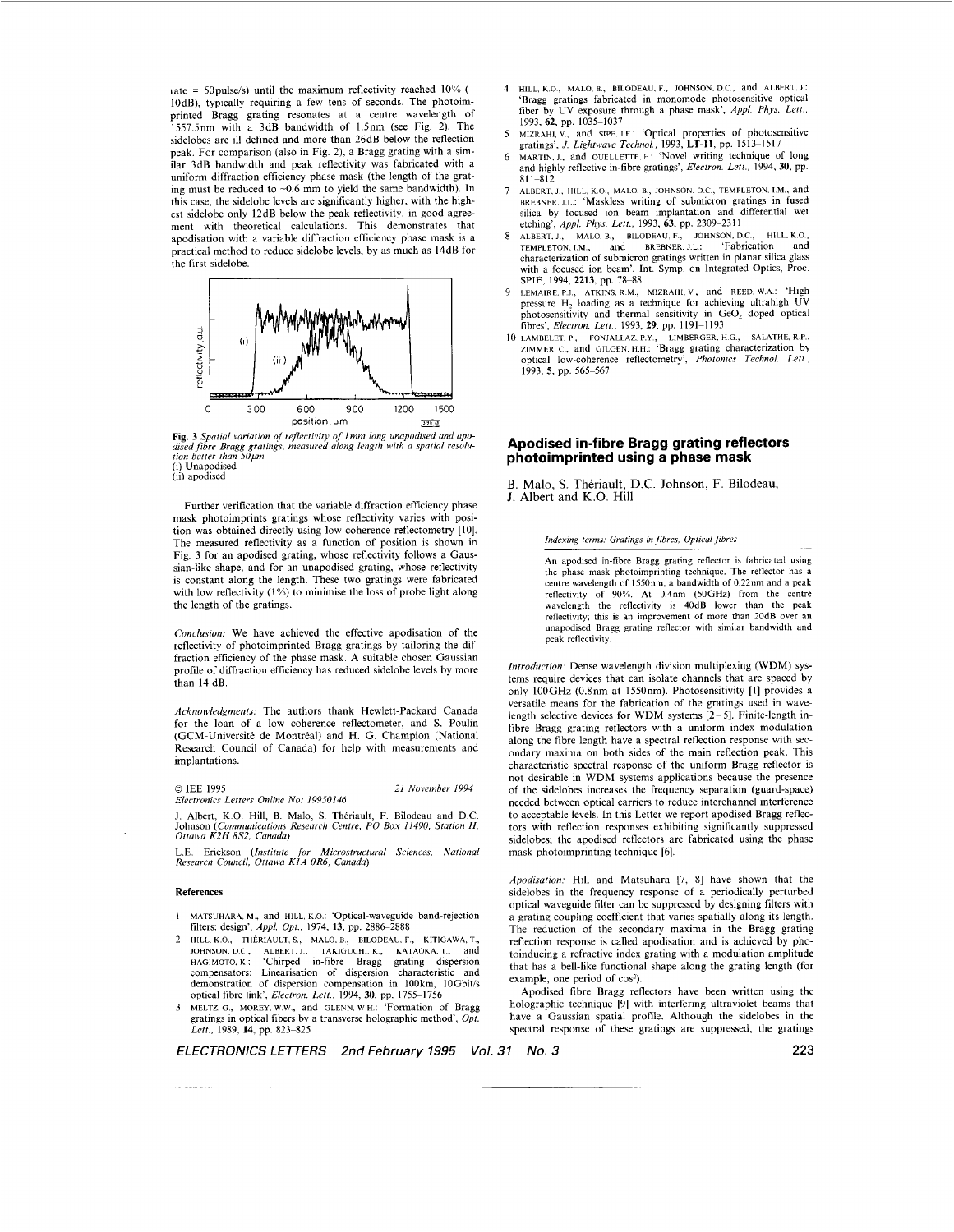rate = 50pulse/s) until the maximum reflectivity reached 10% (−10dB), typically requiring a few tens of seconds. The photoimprinted Bragg grating resonates at a centre wavelength of 1557.5nm with a 3dB bandwidth of 1.5nm (see Fig. 2). The sidelobes are ill defined and more than 26dB below the reflection peak. For comparison (also in Fig. 2), a Bragg grating with a similar 3dB bandwidth and peak reflectivity was fabricated with a uniform diffraction efficiency phase mask (the length of the grating must be reduced to ~0.6 mm to yield the same bandwidth). In this case, the sidelobe levels are significantly higher, with the highest sidelobe only 12dB below the peak reflectivity, in good agreement with theoretical calculations. This demonstrates that apodisation with a variable diffraction efficiency phase mask is a practical method to reduce sidelobe levels, by as much as 14dB for the first sidelobe.

**Fig. 3** *Spatial variation of reflectivity of 1mm long unapodised and apodised fibre Bragg gratings, measured along length with a spatial resolution better than 50µm*
(i) Unapodised
(ii) apodised

Further verification that the variable diffraction efficiency phase mask photoimprints gratings whose reflectivity varies with position was obtained directly using low coherence reflectometry [10]. The measured reflectivity as a function of position is shown in Fig. 3 for an apodised grating, whose reflectivity follows a Gaussian-like shape, and for an unapodised grating, whose reflectivity is constant along the length. These two gratings were fabricated with low reflectivity (1%) to minimise the loss of probe light along the length of the gratings.

*Conclusion:* We have achieved the effective apodisation of the reflectivity of photoimprinted Bragg gratings by tailoring the diffraction efficiency of the phase mask. A suitable chosen Gaussian profile of diffraction efficiency has reduced sidelobe levels by more than 14 dB.

*Acknowledgments:* The authors thank Hewlett-Packard Canada for the loan of a low coherence reflectometer, and S. Poulin (GCM-Université de Montréal) and H. G. Champion (National Research Council of Canada) for help with measurements and implantations.

© IEE 1995 — 21 November 1994
*Electronics Letters Online No: 19950146*

J. Albert, K.O. Hill, B. Malo, S. Thériault, F. Bilodeau and D.C. Johnson (*Communications Research Centre, PO Box 11490, Station H, Ottawa K2H 8S2, Canada*)

L.E. Erickson (*Institute for Microstructural Sciences, National Research Council, Ottawa K1A 0R6, Canada*)

## References

1. MATSUHARA, M., and HILL, K.O.: 'Optical-waveguide band-rejection filters: design', *Appl. Opt.*, 1974, **13**, pp. 2886–2888
2. HILL, K.O., THÉRIAULT, S., MALO, B., BILODEAU, F., KITIGAWA, T., JOHNSON, D.C., ALBERT, J., TAKIGUCHI, K., KATAOKA, T., and HAGIMOTO, K.: 'Chirped in-fibre Bragg grating dispersion compensators: Linearisation of dispersion characteristic and demonstration of dispersion compensation in 100km, 10Gbit/s optical fibre link', *Electron. Lett.*, 1994, **30**, pp. 1755–1756
3. MELTZ, G., MOREY, W.W., and GLENN, W.H.: 'Formation of Bragg gratings in optical fibers by a transverse holographic method', *Opt. Lett.*, 1989, **14**, pp. 823–825
4. HILL, K.O., MALO, B., BILODEAU, F., JOHNSON, D.C., and ALBERT, J.: 'Bragg gratings fabricated in monomode photosensitive optical fiber by UV exposure through a phase mask', *Appl. Phys. Lett.*, 1993, **62**, pp. 1035–1037
5. MIZRAHI, V., and SIPE, J.E.: 'Optical properties of photosensitive gratings', *J. Lightwave Technol.*, 1993, **LT-11**, pp. 1513–1517
6. MARTIN, J., and OUELLETTE, F.: 'Novel writing technique of long and highly reflective in-fibre gratings', *Electron. Lett.*, 1994, **30**, pp. 811–812
7. ALBERT, J., HILL, K.O., MALO, B., JOHNSON, D.C., TEMPLETON, I.M., and BREBNER, J.L.: 'Maskless writing of submicron gratings in fused silica by focused ion beam implantation and differential wet etching', *Appl. Phys. Lett.*, 1993, **63**, pp. 2309–2311
8. ALBERT, J., MALO, B., BILODEAU, F., JOHNSON, D.C., HILL, K.O., TEMPLETON, I.M., and BREBNER, J.L.: 'Fabrication and characterization of submicron gratings written in planar silica glass with a focused ion beam'. Int. Symp. on Integrated Optics, Proc. SPIE, 1994, **2213**, pp. 78–88
9. LEMAIRE, P.J., ATKINS, R.M., MIZRAHI, V., and REED, W.A.: 'High pressure $H_2$ loading as a technique for achieving ultrahigh UV photosensitivity and thermal sensitivity in $GeO_2$ doped optical fibres', *Electron. Lett.*, 1993, **29**, pp. 1191–1193
10. LAMBELET, P., FONJALLAZ, P.Y., LIMBERGER, H.G., SALATHÉ, R.P., ZIMMER, C., and GILGEN, H.H.: 'Bragg grating characterization by optical low-coherence reflectometry', *Photonics Technol. Lett.*, 1993, **5**, pp. 565–567

# Apodised in-fibre Bragg grating reflectors photoimprinted using a phase mask

B. Malo, S. Thériault, D.C. Johnson, F. Bilodeau, J. Albert and K.O. Hill

*Indexing terms: Gratings in fibres, Optical fibres*

An apodised in-fibre Bragg grating reflector is fabricated using the phase mask photoimprinting technique. The reflector has a centre wavelength of 1550nm, a bandwidth of 0.22nm and a peak reflectivity of 90%. At 0.4nm (50GHz) from the centre wavelength the reflectivity is 40dB lower than the peak reflectivity; this is an improvement of more than 20dB over an unapodised Bragg grating reflector with similar bandwidth and peak reflectivity.

*Introduction:* Dense wavelength division multiplexing (WDM) systems require devices that can isolate channels that are spaced by only 100GHz (0.8nm at 1550nm). Photosensitivity [1] provides a versatile means for the fabrication of the gratings used in wavelength selective devices for WDM systems [2–5]. Finite-length in-fibre Bragg grating reflectors with a uniform index modulation along the fibre length have a spectral reflection response with secondary maxima on both sides of the main reflection peak. This characteristic spectral response of the uniform Bragg reflector is not desirable in WDM systems applications because the presence of the sidelobes increases the frequency separation (guard-space) needed between optical carriers to reduce interchannel interference to acceptable levels. In this Letter we report apodised Bragg reflectors with reflection responses exhibiting significantly suppressed sidelobes; the apodised reflectors are fabricated using the phase mask photoimprinting technique [6].

*Apodisation:* Hill and Matsuhara [7, 8] have shown that the sidelobes in the frequency response of a periodically perturbed optical waveguide filter can be suppressed by designing filters with a grating coupling coefficient that varies spatially along its length. The reduction of the secondary maxima in the Bragg grating reflection response is called apodisation and is achieved by photoinducing a refractive index grating with a modulation amplitude that has a bell-like functional shape along the grating length (for example, one period of $\cos^2$).

Apodised fibre Bragg reflectors have been written using the holographic technique [9] with interfering ultraviolet beams that have a Gaussian spatial profile. Although the sidelobes in the spectral response of these gratings are suppressed, the gratings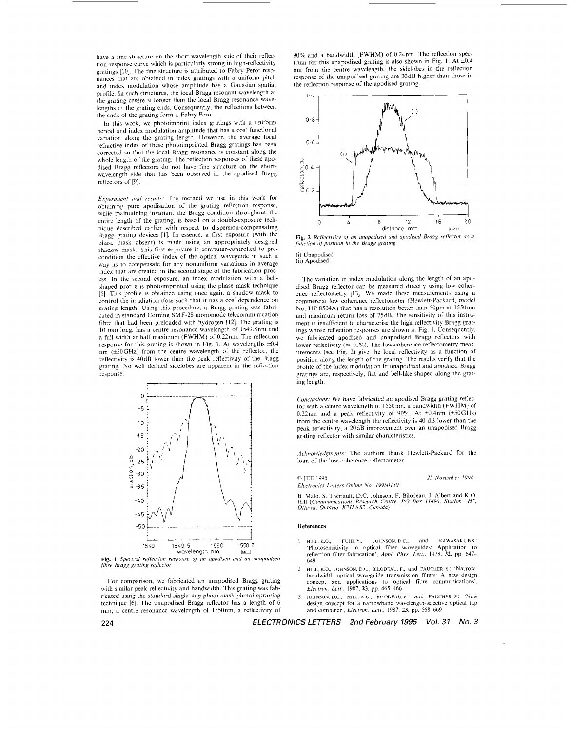have a fine structure on the short-wavelength side of their reflection response curve which is particularly strong in high-reflectivity gratings [10]. The fine structure is attributed to Fabry Perot resonances that are obtained in index gratings with a uniform pitch and index modulation whose amplitude has a Gaussian spatial profile. In such structures, the local Bragg resonant wavelength at the grating centre is longer than the local Bragg resonance wavelengths at the grating ends. Consequently, the reflections between the ends of the grating form a Fabry Perot.

In this work, we photoimprint index gratings with a uniform period and index modulation amplitude that has a $\cos^2$ functional variation along the grating length. However, the average local refractive index of these photoimprinted Bragg gratings has been corrected so that the local Bragg resonance is constant along the whole length of the grating. The reflection responses of these apodised Bragg reflectors do not have fine structure on the short-wavelength side that has been observed in the apodised Bragg reflectors of [9].

*Experiment and results:* The method we use in this work for obtaining pure apodisation of the grating reflection response, while maintaining invariant the Bragg condition throughout the entire length of the grating, is based on a double-exposure technique described earlier with respect to dispersion-compensating Bragg grating devices [1]. In essence, a first exposure (with the phase mask absent) is made using an appropriately designed shadow mask. This first exposure is computer-controlled to precondition the effective index of the optical waveguide in such a way as to compensate for any nonuniform variations in average index that are created in the second stage of the fabrication process. In the second exposure, an index modulation with a bell-shaped profile is photoimprinted using the phase mask technique [6]. This profile is obtained using once again a shadow mask to control the irradiation dose such that it has a $\cos^2$ dependence on grating length. Using this procedure, a Bragg grating was fabricated in standard Corning SMF-28 monomode telecommunication fibre that had been preloaded with hydrogen [12]. The grating is 10 mm long, has a centre resonance wavelength of 1549.8nm and a full width at half maximum (FWHM) of 0.22nm. The reflection response for this grating is shown in Fig. 1. At wavelengths ±0.4 nm (±50GHz) from the centre wavelength of the reflector, the reflectivity is 40dB lower than the peak reflectivity of the Bragg grating. No well defined sidelobes are apparent in the reflection response.

**Fig. 1** *Spectral reflection response of an apodised and an unapodised fibre Bragg grating reflector*

For comparison, we fabricated an unapodised Bragg grating with similar peak reflectivity and bandwidth. This grating was fabricated using the standard single-step phase mask photoimprinting technique [6]. The unapodised Bragg reflector has a length of 6 mm, a centre resonance wavelength of 1550nm, a reflectivity of 90% and a bandwidth (FWHM) of 0.24nm. The reflection spectrum for this unapodised grating is also shown in Fig. 1. At ±0.4 nm from the centre wavelength, the sidelobes in the reflection response of the unapodised grating are 20dB higher than those in the reflection response of the apodised grating.

**Fig. 2** *Reflectivity of an unapodised and apodised Bragg reflector as a function of position in the Bragg grating*

(i) Unapodised
(ii) Apodised

The variation in index modulation along the length of an apodised Bragg reflector can be measured directly using low coherence reflectometry [13]. We made these measurements using a commercial low coherence reflectometer (Hewlett-Packard, model No. HP 8504A) that has a resolution better than 50μm at 1550nm and maximum return loss of 75dB. The sensitivity of this instrument is insufficient to characterise the high reflectivity Bragg gratings whose reflection responses are shown in Fig. 1. Consequently, we fabricated apodised and unapodised Bragg reflectors with lower reflectivity (≃ 10%). The low-coherence reflectometry measurements (see Fig. 2) give the local reflectivity as a function of position along the length of the grating. The results verify that the profile of the index modulation in unapodised and apodised Bragg gratings are, respectively, flat and bell-like shaped along the grating length.

*Conclusions:* We have fabricated an apodised Bragg grating reflector with a centre wavelength of 1550nm, a bandwidth (FWHM) of 0.22nm and a peak reflectivity of 90%. At ±0.4nm (±50GHz) from the centre wavelength the reflectivity is 40 dB lower than the peak reflectivity, a 20dB improvement over an unapodised Bragg grating reflector with similar characteristics.

*Acknowledgments:* The authors thank Hewlett-Packard for the loan of the low coherence reflectometer.

© IEE 1995 — *25 November 1994*

*Electronics Letters Online No: 19950150*

B. Malo, S. Thériault, D.C. Johnson, F. Bilodeau, J. Albert and K.O. Hill (*Communications Research Centre, PO Box 11490, Station "H", Ottawa, Ontario, K2H 8S2, Canada*)

## References

1. HILL, K.O., FUJII, Y., JOHNSON, D.C., and KAWASAKI, B.S.: 'Photosensitivity in optical fiber waveguides: Application to reflection filter fabrication', *Appl. Phys. Lett.*, 1978, **32**, pp. 647–649
2. HILL, K.O., JOHNSON, D.C., BILODEAU, F., and FAUCHER, S.: 'Narrow-bandwidth optical waveguide transmission filters: A new design concept and applications to optical fibre communications', *Electron. Lett.*, 1987, **23**, pp. 465–466
3. JOHNSON, D.C., HILL, K.O., BILODEAU, F., and FAUCHER, S.: 'New design concept for a narrowband wavelength-selective optical tap and combiner', *Electron. Lett.*, 1987, **23**, pp. 668–669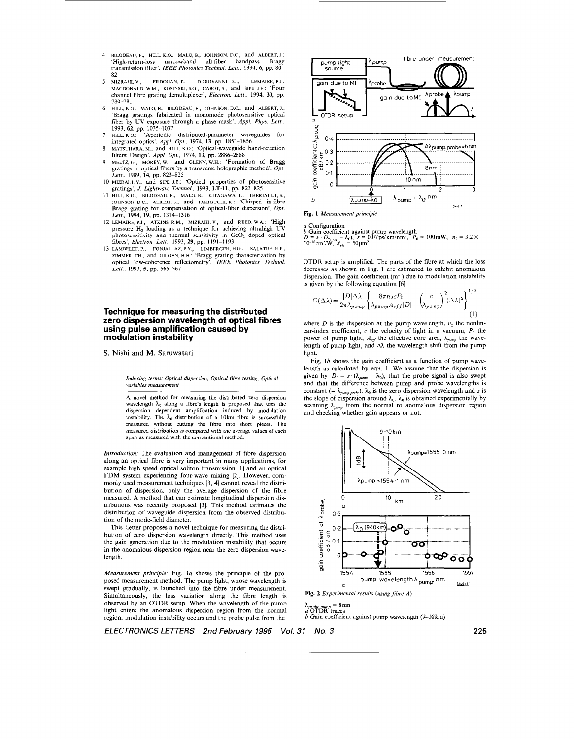4 BILODEAU, F., HILL, K.O., MALO, B., JOHNSON, D.C., and ALBERT, J.: 'High-return-loss narrowband all-fiber bandpass Bragg transmission filter', *IEEE Photonics Technol. Lett.*, 1994, **6**, pp. 80–82

5 MIZRAHI, V., ERDOGAN, T., DIGIOVANNI, D.J., LEMAIRE, P.J., MACDONALD, W.M., KOSINSKI, S.G., CABOT, S., and SIPE, J.E.: 'Four channel fibre grating demultiplexer', *Electron. Lett.*, 1994, **30**, pp. 780–781

6 HILL, K.O., MALO, B., BILODEAU, F., JOHNSON, D.C., and ALBERT, J.: 'Bragg gratings fabricated in monomode photosensitive optical fiber by UV exposure through a phase mask', *Appl. Phys. Lett.*, 1993, **62**, pp. 1035–1037

7 HILL, K.O.: 'Aperiodic distributed-parameter waveguides for integrated optics', *Appl. Opt.*, 1974, **13**, pp. 1853–1856

8 MATSUHARA, M., and HILL, K.O.: 'Optical-waveguide band-rejection filters: Design', *Appl. Opt.*, 1974, **13**, pp. 2886–2888

9 MELTZ, G., MOREY, W., and GLENN, W.H.: 'Formation of Bragg gratings in optical fibers by a transverse holographic method', *Opt. Lett.*, 1989, **14**, pp. 823–825

10 MIZRAHI, V., and SIPE, J.E.: 'Optical properties of photosensitive gratings', *J. Lightwave Technol.*, 1993, **LT-11**, pp. 823–825

11 HILL, K.O., BILODEAU, F., MALO, B., KITAGAWA, T., THERIAULT, S., JOHNSON, D.C., ALBERT, J., and TAKIGUCHI, K.: 'Chirped in-fibre Bragg grating for compensation of optical-fiber dispersion', *Opt. Lett.*, 1994, **19**, pp. 1314–1316

12 LEMAIRE, P.J., ATKINS, R.M., MIZRAHI, V., and REED, W.A.: 'High pressure $H_2$ loading as a technique for achieving ultrahigh UV photosensitivity and thermal sensitivity in $GeO_2$ doped optical fibres', *Electron. Lett.*, 1993, **29**, pp. 1191–1193

13 LAMBELET, P., FONJALLAZ, P.Y., LIMBERGER, H.G., SALATHE, R.P., ZIMMER, CH., and GILGEN, H.H.: 'Bragg grating characterization by optical low-coherence reflectometry', *IEEE Photonics Technol. Lett.*, 1993, **5**, pp. 565–567

## Technique for measuring the distributed zero dispersion wavelength of optical fibres using pulse amplification caused by modulation instability

S. Nishi and M. Saruwatari

*Indexing terms: Optical dispersion, Optical fibre testing, Optical variables measurement*

A novel method for measuring the distributed zero dispersion wavelength $\lambda_0$ along a fibre's length is proposed that uses the dispersion dependent amplification induced by modulation instability. The $\lambda_0$ distribution of a 10km fibre is successfully measured without cutting the fibre into short pieces. The measured distribution is compared with the average values of each span as measured with the conventional method.

*Introduction:* The evaluation and management of fibre dispersion along an optical fibre is very important in many applications, for example high speed optical soliton transmission [1] and an optical FDM system experiencing four-wave mixing [2]. However, commonly used measurement techniques [3, 4] cannot reveal the distribution of dispersion, only the average dispersion of the fibre measured. A method that can estimate longitudinal dispersion distributions was recently proposed [5]. This method estimates the distribution of waveguide dispersion from the observed distribution of the mode-field diameter.

This Letter proposes a novel technique for measuring the distribution of zero dispersion wavelength directly. This method uses the gain generation due to the modulation instability that occurs in the anomalous dispersion region near the zero dispersion wavelength.

*Measurement principle:* Fig. 1*a* shows the principle of the proposed measurement method. The pump light, whose wavelength is swept gradually, is launched into the fibre under measurement. Simultaneously, the loss variation along the fibre length is observed by an OTDR setup. When the wavelength of the pump light enters the anomalous dispersion region from the normal region, modulation instability occurs and the probe pulse from the OTDR setup is amplified. The parts of the fibre at which the loss decreases as shown in Fig. 1 are estimated to exhibit anomalous dispersion. The gain coefficient ($m^{-1}$) due to modulation instability is given by the following equation [6]:

$$G(\Delta\lambda) = \frac{|D|\Delta\lambda}{2\pi\lambda_{pump}}\left\{\frac{8\pi n_2 c P_0}{\lambda_{pump} A_{eff}|D|} - \left(\frac{c}{\lambda_{pump}}\right)^2 (\Delta\lambda)^2\right\}^{1/2} \quad (1)$$

where $D$ is the dispersion at the pump wavelength, $n_2$ the nonlinear-index coefficient, $c$ the velocity of light in a vacuum, $P_0$ the power of pump light, $A_{eff}$ the effective core area, $\lambda_{pump}$ the wavelength of pump light, and $\Delta\lambda$ the wavelength shift from the pump light.

Fig. 1*b* shows the gain coefficient as a function of pump wavelength as calculated by eqn. 1. We assume that the dispersion is given by $|D| = s \cdot (\lambda_{pump} - \lambda_0)$, that the probe signal is also swept and that the difference between pump and probe wavelengths is constant ($= \lambda_{pump\text{-}probe}$). $\lambda_0$ is the zero dispersion wavelength and $s$ is the slope of dispersion around $\lambda_0$. $\lambda_0$ is obtained experimentally by scanning $\lambda_{pump}$ from the normal to anomalous dispersion region and checking whether gain appears or not.

pump light source
$\lambda_{pump}$
fibre under measurement
gain due to MI
$\lambda_{probe}$
gain due to MI
$\lambda_{probe}$ $\lambda_{pump}$
$\lambda$
OTDR setup
a
gain coefficient at $\lambda$ probe, dB/km
0·4
0·3
0·2
0·1
0
$\Delta\lambda_{pump\text{-}probe}$=6nm
8nm
10 nm
0 1 2 3
b
$\lambda_{pump}=\lambda_0$
$\lambda_{pump} - \lambda_0$, nm

**Fig. 1** *Measurement principle*

*a* Configuration
*b* Gain coefficient against pump wavelength
$D = s \cdot (\lambda_{pump} - \lambda_0)$, $s = 0.07 ps/km/nm^2$, $P_0 = 100mW$, $n_2 = 3.2 \times 10^{-16} cm^2/W$, $A_{eff} = 50 \mu m^2$

9-10km
$\lambda$pump=1555·0 nm
1dB
$\lambda$pump =1554·1 nm
0 10 20
km
a
gain coefficient at $\lambda$probe, dB/km
0·3
0·2
0·1
0
$\lambda_0$ (9-10km)
1554 1555 1556 1557
pump wavelength $\lambda_{pump}$, nm
b

**Fig. 2** *Experimental results (using fibre A)*

$\lambda_{probe\text{-}pump} = 8nm$
*a* OTDR traces
*b* Gain coefficient against pump wavelength (9–10km)